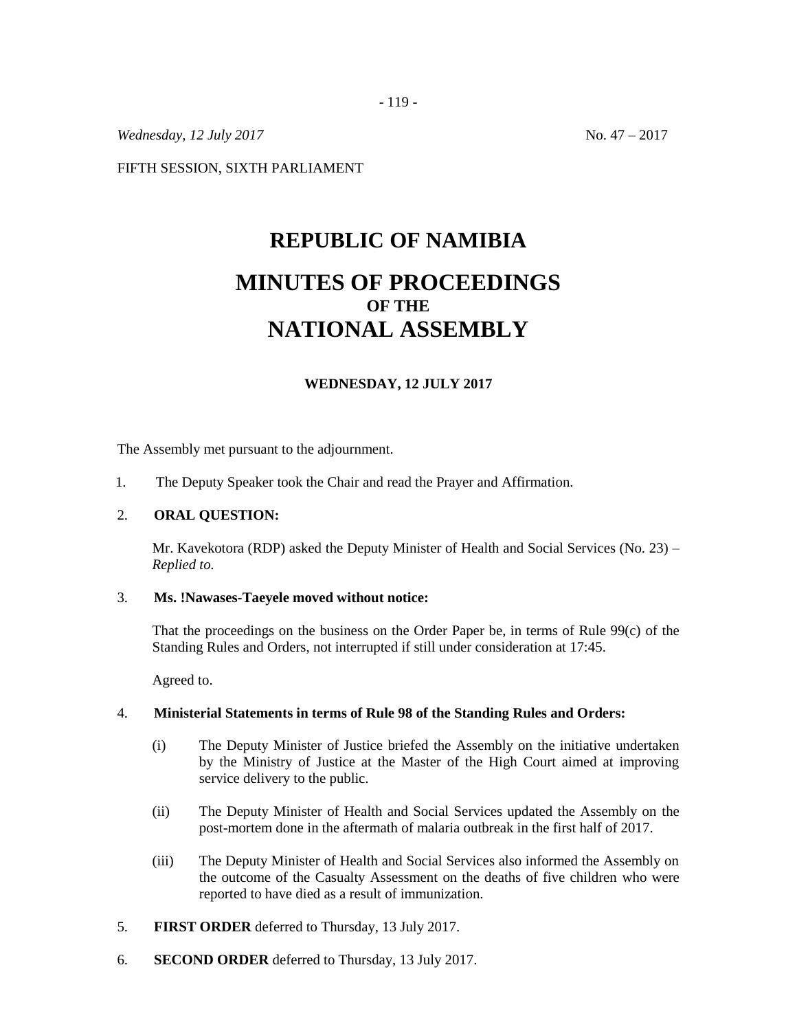*Wednesday, 12 July 2017* No. 47 – 2017

FIFTH SESSION, SIXTH PARLIAMENT

# REPUBLIC OF NAMIBIA

# MINUTES OF PROCEEDINGS
## OF THE
# NATIONAL ASSEMBLY

### WEDNESDAY, 12 JULY 2017

The Assembly met pursuant to the adjournment.

1. The Deputy Speaker took the Chair and read the Prayer and Affirmation.

2. **ORAL QUESTION:**

   Mr. Kavekotora (RDP) asked the Deputy Minister of Health and Social Services (No. 23) – *Replied to.*

3. **Ms. !Nawases-Taeyele moved without notice:**

   That the proceedings on the business on the Order Paper be, in terms of Rule 99(c) of the Standing Rules and Orders, not interrupted if still under consideration at 17:45.

   Agreed to.

4. **Ministerial Statements in terms of Rule 98 of the Standing Rules and Orders:**

   (i) The Deputy Minister of Justice briefed the Assembly on the initiative undertaken by the Ministry of Justice at the Master of the High Court aimed at improving service delivery to the public.

   (ii) The Deputy Minister of Health and Social Services updated the Assembly on the post-mortem done in the aftermath of malaria outbreak in the first half of 2017.

   (iii) The Deputy Minister of Health and Social Services also informed the Assembly on the outcome of the Casualty Assessment on the deaths of five children who were reported to have died as a result of immunization.

5. **FIRST ORDER** deferred to Thursday, 13 July 2017.

6. **SECOND ORDER** deferred to Thursday, 13 July 2017.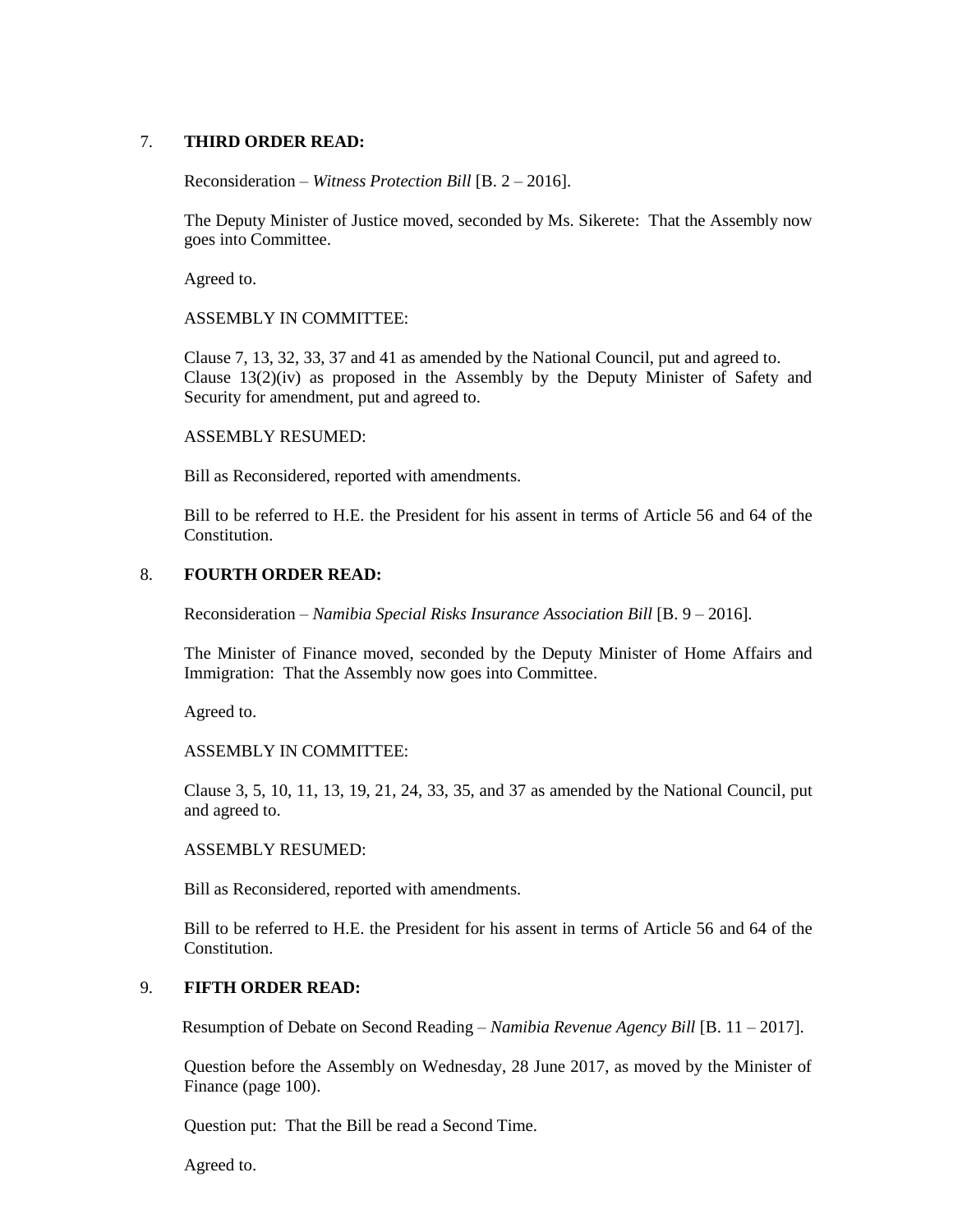7. **THIRD ORDER READ:**

Reconsideration – *Witness Protection Bill* [B. 2 – 2016].

The Deputy Minister of Justice moved, seconded by Ms. Sikerete: That the Assembly now goes into Committee.

Agreed to.

ASSEMBLY IN COMMITTEE:

Clause 7, 13, 32, 33, 37 and 41 as amended by the National Council, put and agreed to. Clause 13(2)(iv) as proposed in the Assembly by the Deputy Minister of Safety and Security for amendment, put and agreed to.

ASSEMBLY RESUMED:

Bill as Reconsidered, reported with amendments.

Bill to be referred to H.E. the President for his assent in terms of Article 56 and 64 of the Constitution.

8. **FOURTH ORDER READ:**

Reconsideration – *Namibia Special Risks Insurance Association Bill* [B. 9 – 2016].

The Minister of Finance moved, seconded by the Deputy Minister of Home Affairs and Immigration: That the Assembly now goes into Committee.

Agreed to.

ASSEMBLY IN COMMITTEE:

Clause 3, 5, 10, 11, 13, 19, 21, 24, 33, 35, and 37 as amended by the National Council, put and agreed to.

ASSEMBLY RESUMED:

Bill as Reconsidered, reported with amendments.

Bill to be referred to H.E. the President for his assent in terms of Article 56 and 64 of the Constitution.

9. **FIFTH ORDER READ:**

Resumption of Debate on Second Reading – *Namibia Revenue Agency Bill* [B. 11 – 2017].

Question before the Assembly on Wednesday, 28 June 2017, as moved by the Minister of Finance (page 100).

Question put: That the Bill be read a Second Time.

Agreed to.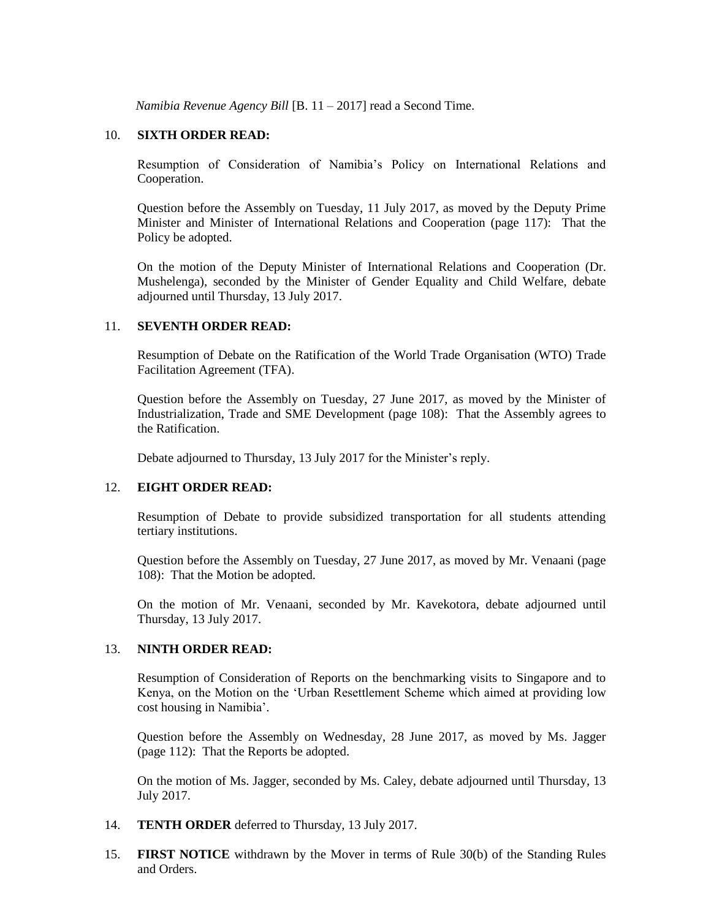*Namibia Revenue Agency Bill* [B. 11 – 2017] read a Second Time.

10. **SIXTH ORDER READ:**

    Resumption of Consideration of Namibia's Policy on International Relations and Cooperation.

    Question before the Assembly on Tuesday, 11 July 2017, as moved by the Deputy Prime Minister and Minister of International Relations and Cooperation (page 117): That the Policy be adopted.

    On the motion of the Deputy Minister of International Relations and Cooperation (Dr. Mushelenga), seconded by the Minister of Gender Equality and Child Welfare, debate adjourned until Thursday, 13 July 2017.

11. **SEVENTH ORDER READ:**

    Resumption of Debate on the Ratification of the World Trade Organisation (WTO) Trade Facilitation Agreement (TFA).

    Question before the Assembly on Tuesday, 27 June 2017, as moved by the Minister of Industrialization, Trade and SME Development (page 108): That the Assembly agrees to the Ratification.

    Debate adjourned to Thursday, 13 July 2017 for the Minister's reply.

12. **EIGHT ORDER READ:**

    Resumption of Debate to provide subsidized transportation for all students attending tertiary institutions.

    Question before the Assembly on Tuesday, 27 June 2017, as moved by Mr. Venaani (page 108): That the Motion be adopted.

    On the motion of Mr. Venaani, seconded by Mr. Kavekotora, debate adjourned until Thursday, 13 July 2017.

13. **NINTH ORDER READ:**

    Resumption of Consideration of Reports on the benchmarking visits to Singapore and to Kenya, on the Motion on the 'Urban Resettlement Scheme which aimed at providing low cost housing in Namibia'.

    Question before the Assembly on Wednesday, 28 June 2017, as moved by Ms. Jagger (page 112): That the Reports be adopted.

    On the motion of Ms. Jagger, seconded by Ms. Caley, debate adjourned until Thursday, 13 July 2017.

14. **TENTH ORDER** deferred to Thursday, 13 July 2017.

15. **FIRST NOTICE** withdrawn by the Mover in terms of Rule 30(b) of the Standing Rules and Orders.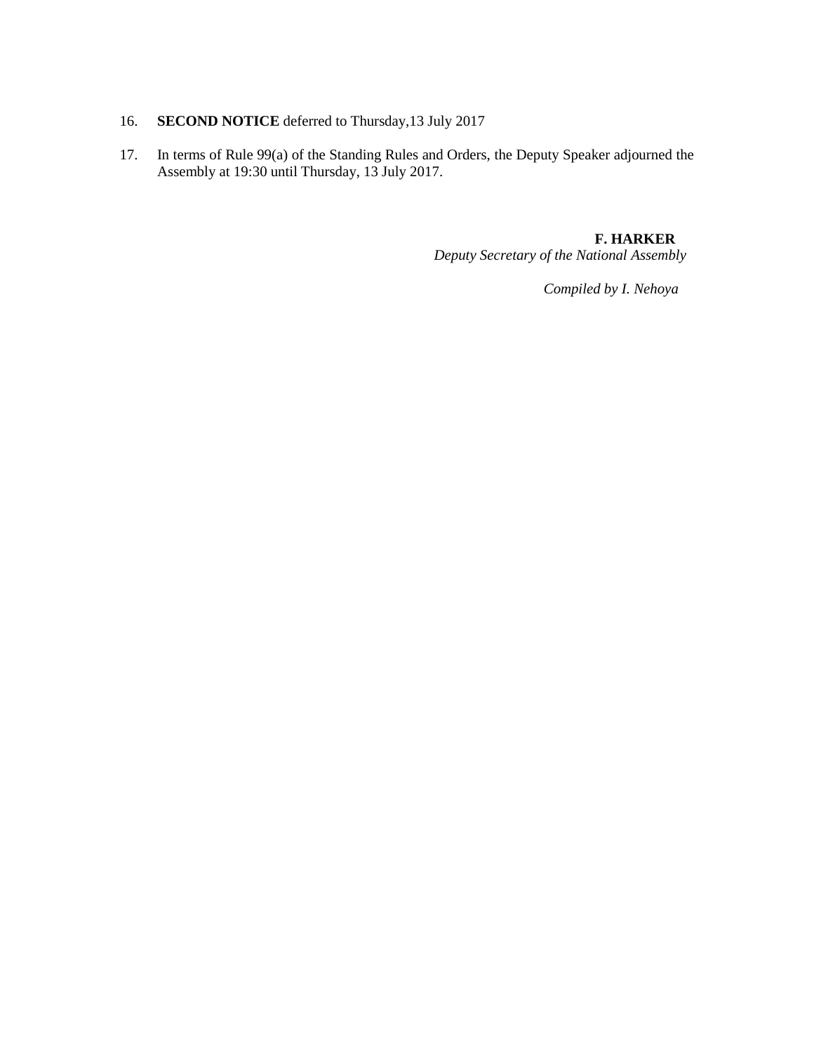16. **SECOND NOTICE** deferred to Thursday,13 July 2017

17. In terms of Rule 99(a) of the Standing Rules and Orders, the Deputy Speaker adjourned the Assembly at 19:30 until Thursday, 13 July 2017.

**F. HARKER**
*Deputy Secretary of the National Assembly*

*Compiled by I. Nehoya*